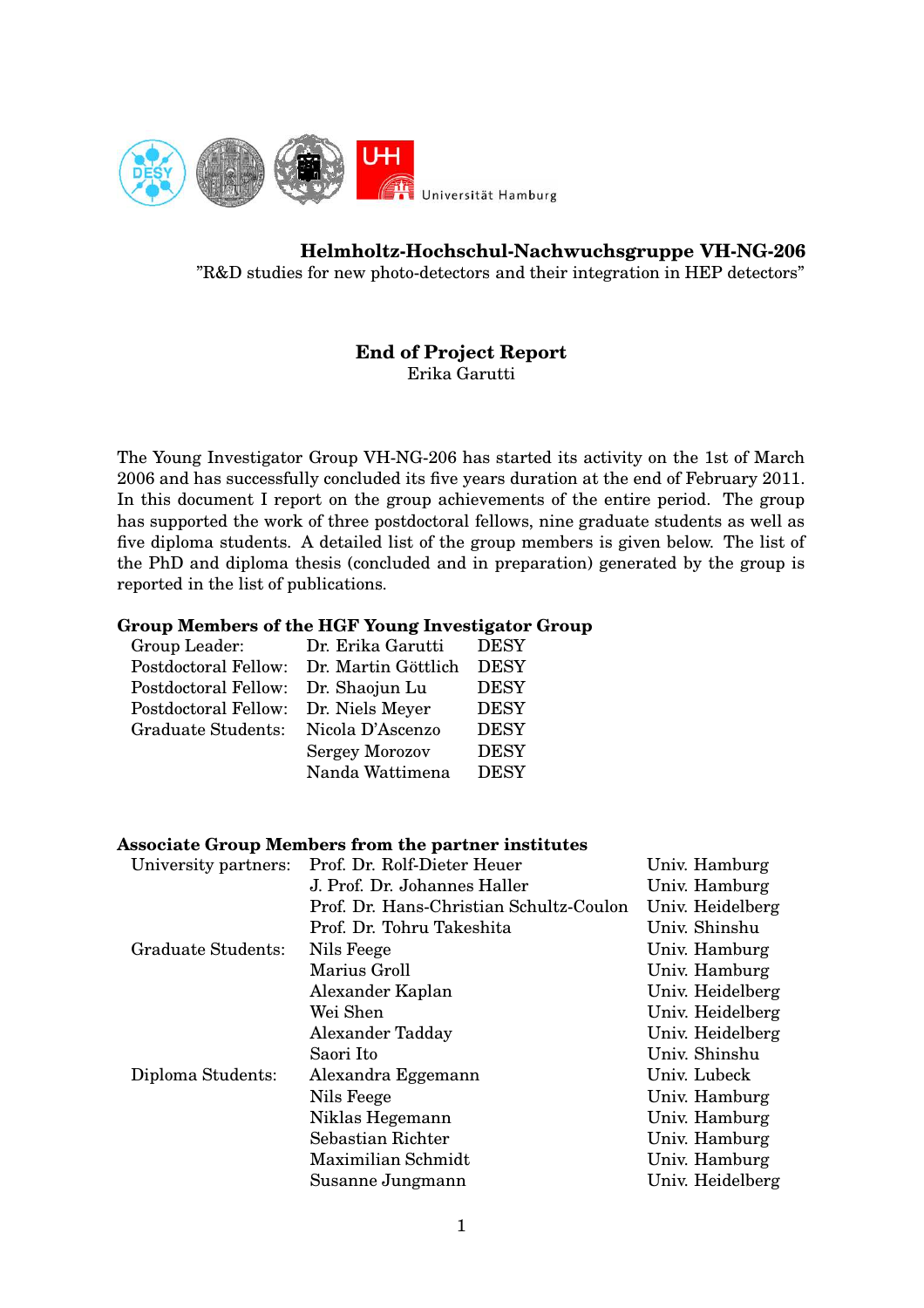Universität Hamburg

**Helmholtz-Hochschul-Nachwuchsgruppe VH-NG-206**

"R&D studies for new photo-detectors and their integration in HEP detectors"

# End of Project Report

Erika Garutti

The Young Investigator Group VH-NG-206 has started its activity on the 1st of March 2006 and has successfully concluded its five years duration at the end of February 2011. In this document I report on the group achievements of the entire period. The group has supported the work of three postdoctoral fellows, nine graduate students as well as five diploma students. A detailed list of the group members is given below. The list of the PhD and diploma thesis (concluded and in preparation) generated by the group is reported in the list of publications.

## Group Members of the HGF Young Investigator Group

| | | |
|---|---|---|
| Group Leader: | Dr. Erika Garutti | DESY |
| Postdoctoral Fellow: | Dr. Martin Göttlich | DESY |
| Postdoctoral Fellow: | Dr. Shaojun Lu | DESY |
| Postdoctoral Fellow: | Dr. Niels Meyer | DESY |
| Graduate Students: | Nicola D'Ascenzo | DESY |
| | Sergey Morozov | DESY |
| | Nanda Wattimena | DESY |

## Associate Group Members from the partner institutes

| | | |
|---|---|---|
| University partners: | Prof. Dr. Rolf-Dieter Heuer | Univ. Hamburg |
| | J. Prof. Dr. Johannes Haller | Univ. Hamburg |
| | Prof. Dr. Hans-Christian Schultz-Coulon | Univ. Heidelberg |
| | Prof. Dr. Tohru Takeshita | Univ. Shinshu |
| Graduate Students: | Nils Feege | Univ. Hamburg |
| | Marius Groll | Univ. Hamburg |
| | Alexander Kaplan | Univ. Heidelberg |
| | Wei Shen | Univ. Heidelberg |
| | Alexander Tadday | Univ. Heidelberg |
| | Saori Ito | Univ. Shinshu |
| Diploma Students: | Alexandra Eggemann | Univ. Lubeck |
| | Nils Feege | Univ. Hamburg |
| | Niklas Hegemann | Univ. Hamburg |
| | Sebastian Richter | Univ. Hamburg |
| | Maximilian Schmidt | Univ. Hamburg |
| | Susanne Jungmann | Univ. Heidelberg |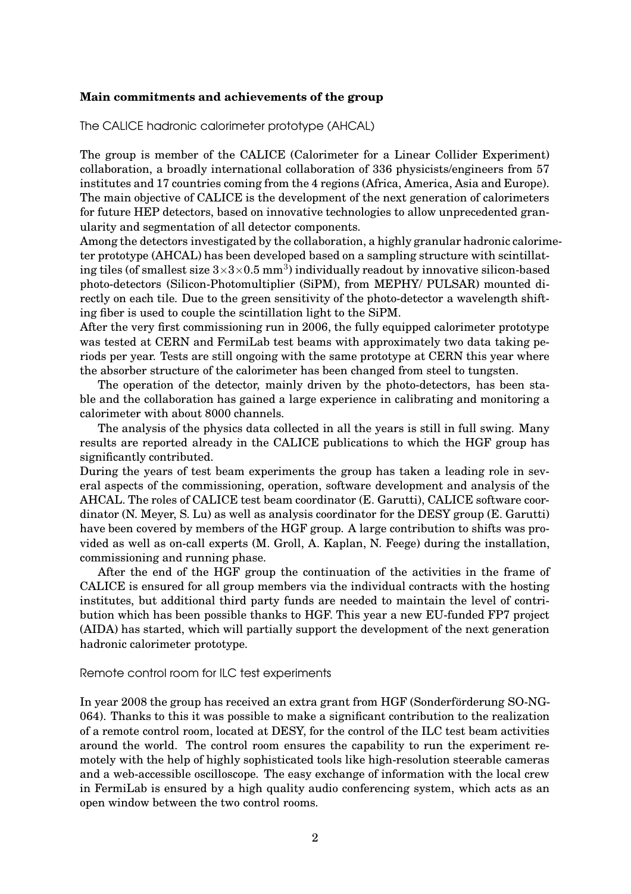## Main commitments and achievements of the group

### The CALICE hadronic calorimeter prototype (AHCAL)

The group is member of the CALICE (Calorimeter for a Linear Collider Experiment) collaboration, a broadly international collaboration of 336 physicists/engineers from 57 institutes and 17 countries coming from the 4 regions (Africa, America, Asia and Europe). The main objective of CALICE is the development of the next generation of calorimeters for future HEP detectors, based on innovative technologies to allow unprecedented granularity and segmentation of all detector components.

Among the detectors investigated by the collaboration, a highly granular hadronic calorimeter prototype (AHCAL) has been developed based on a sampling structure with scintillating tiles (of smallest size $3{\times}3{\times}0.5$ mm$^3$) individually readout by innovative silicon-based photo-detectors (Silicon-Photomultiplier (SiPM), from MEPHY/ PULSAR) mounted directly on each tile. Due to the green sensitivity of the photo-detector a wavelength shifting fiber is used to couple the scintillation light to the SiPM.

After the very first commissioning run in 2006, the fully equipped calorimeter prototype was tested at CERN and FermiLab test beams with approximately two data taking periods per year. Tests are still ongoing with the same prototype at CERN this year where the absorber structure of the calorimeter has been changed from steel to tungsten.

The operation of the detector, mainly driven by the photo-detectors, has been stable and the collaboration has gained a large experience in calibrating and monitoring a calorimeter with about 8000 channels.

The analysis of the physics data collected in all the years is still in full swing. Many results are reported already in the CALICE publications to which the HGF group has significantly contributed.

During the years of test beam experiments the group has taken a leading role in several aspects of the commissioning, operation, software development and analysis of the AHCAL. The roles of CALICE test beam coordinator (E. Garutti), CALICE software coordinator (N. Meyer, S. Lu) as well as analysis coordinator for the DESY group (E. Garutti) have been covered by members of the HGF group. A large contribution to shifts was provided as well as on-call experts (M. Groll, A. Kaplan, N. Feege) during the installation, commissioning and running phase.

After the end of the HGF group the continuation of the activities in the frame of CALICE is ensured for all group members via the individual contracts with the hosting institutes, but additional third party funds are needed to maintain the level of contribution which has been possible thanks to HGF. This year a new EU-funded FP7 project (AIDA) has started, which will partially support the development of the next generation hadronic calorimeter prototype.

### Remote control room for ILC test experiments

In year 2008 the group has received an extra grant from HGF (Sonderförderung SO-NG-064). Thanks to this it was possible to make a significant contribution to the realization of a remote control room, located at DESY, for the control of the ILC test beam activities around the world. The control room ensures the capability to run the experiment remotely with the help of highly sophisticated tools like high-resolution steerable cameras and a web-accessible oscilloscope. The easy exchange of information with the local crew in FermiLab is ensured by a high quality audio conferencing system, which acts as an open window between the two control rooms.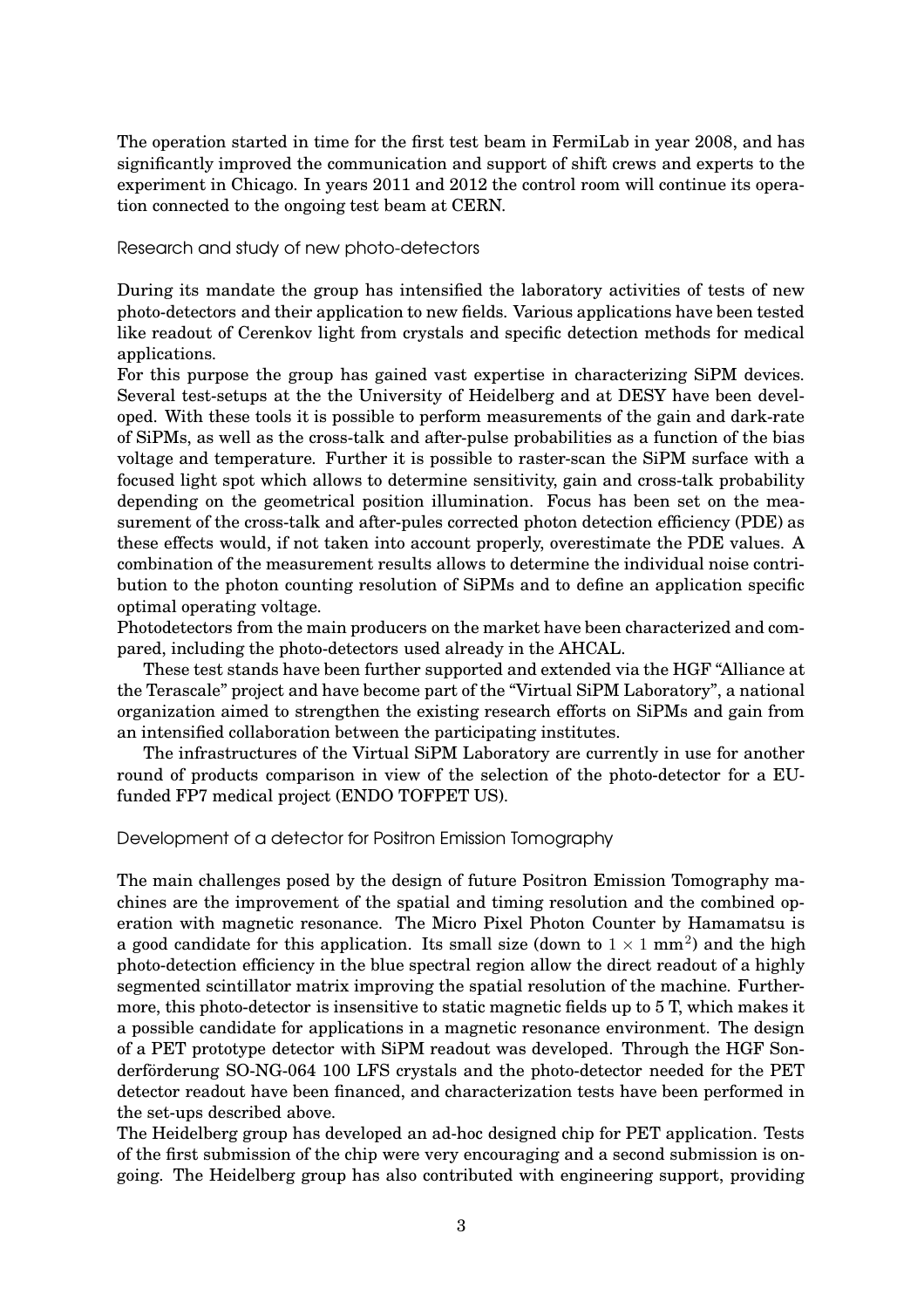The operation started in time for the first test beam in FermiLab in year 2008, and has significantly improved the communication and support of shift crews and experts to the experiment in Chicago. In years 2011 and 2012 the control room will continue its operation connected to the ongoing test beam at CERN.

### Research and study of new photo-detectors

During its mandate the group has intensified the laboratory activities of tests of new photo-detectors and their application to new fields. Various applications have been tested like readout of Cerenkov light from crystals and specific detection methods for medical applications.
For this purpose the group has gained vast expertise in characterizing SiPM devices. Several test-setups at the the University of Heidelberg and at DESY have been developed. With these tools it is possible to perform measurements of the gain and dark-rate of SiPMs, as well as the cross-talk and after-pulse probabilities as a function of the bias voltage and temperature. Further it is possible to raster-scan the SiPM surface with a focused light spot which allows to determine sensitivity, gain and cross-talk probability depending on the geometrical position illumination. Focus has been set on the measurement of the cross-talk and after-pules corrected photon detection efficiency (PDE) as these effects would, if not taken into account properly, overestimate the PDE values. A combination of the measurement results allows to determine the individual noise contribution to the photon counting resolution of SiPMs and to define an application specific optimal operating voltage.
Photodetectors from the main producers on the market have been characterized and compared, including the photo-detectors used already in the AHCAL.

These test stands have been further supported and extended via the HGF "Alliance at the Terascale" project and have become part of the "Virtual SiPM Laboratory", a national organization aimed to strengthen the existing research efforts on SiPMs and gain from an intensified collaboration between the participating institutes.

The infrastructures of the Virtual SiPM Laboratory are currently in use for another round of products comparison in view of the selection of the photo-detector for a EU-funded FP7 medical project (ENDO TOFPET US).

### Development of a detector for Positron Emission Tomography

The main challenges posed by the design of future Positron Emission Tomography machines are the improvement of the spatial and timing resolution and the combined operation with magnetic resonance. The Micro Pixel Photon Counter by Hamamatsu is a good candidate for this application. Its small size (down to $1 \times 1$ mm$^2$) and the high photo-detection efficiency in the blue spectral region allow the direct readout of a highly segmented scintillator matrix improving the spatial resolution of the machine. Furthermore, this photo-detector is insensitive to static magnetic fields up to 5 T, which makes it a possible candidate for applications in a magnetic resonance environment. The design of a PET prototype detector with SiPM readout was developed. Through the HGF Sonderförderung SO-NG-064 100 LFS crystals and the photo-detector needed for the PET detector readout have been financed, and characterization tests have been performed in the set-ups described above.
The Heidelberg group has developed an ad-hoc designed chip for PET application. Tests of the first submission of the chip were very encouraging and a second submission is ongoing. The Heidelberg group has also contributed with engineering support, providing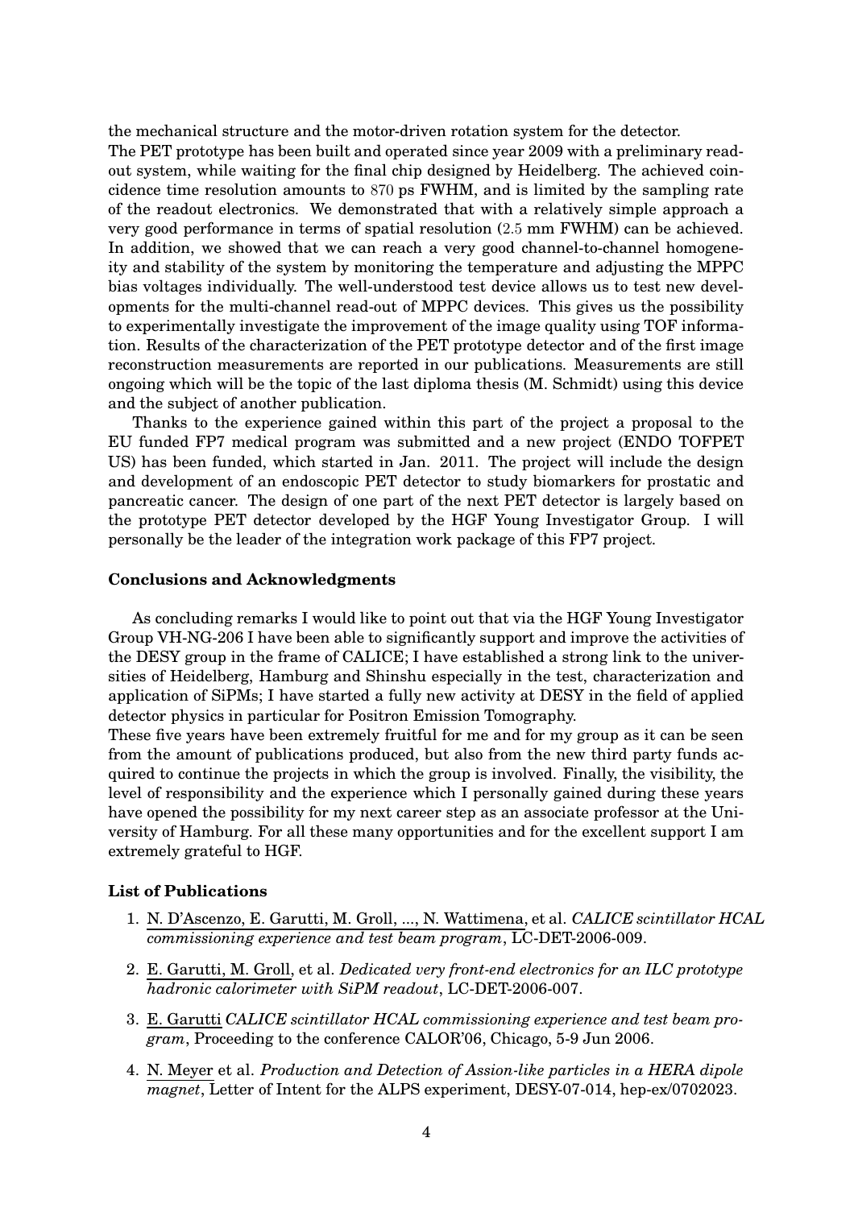the mechanical structure and the motor-driven rotation system for the detector.
The PET prototype has been built and operated since year 2009 with a preliminary read-out system, while waiting for the final chip designed by Heidelberg. The achieved coincidence time resolution amounts to 870 ps FWHM, and is limited by the sampling rate of the readout electronics. We demonstrated that with a relatively simple approach a very good performance in terms of spatial resolution (2.5 mm FWHM) can be achieved. In addition, we showed that we can reach a very good channel-to-channel homogeneity and stability of the system by monitoring the temperature and adjusting the MPPC bias voltages individually. The well-understood test device allows us to test new developments for the multi-channel read-out of MPPC devices. This gives us the possibility to experimentally investigate the improvement of the image quality using TOF information. Results of the characterization of the PET prototype detector and of the first image reconstruction measurements are reported in our publications. Measurements are still ongoing which will be the topic of the last diploma thesis (M. Schmidt) using this device and the subject of another publication.

Thanks to the experience gained within this part of the project a proposal to the EU funded FP7 medical program was submitted and a new project (ENDO TOFPET US) has been funded, which started in Jan. 2011. The project will include the design and development of an endoscopic PET detector to study biomarkers for prostatic and pancreatic cancer. The design of one part of the next PET detector is largely based on the prototype PET detector developed by the HGF Young Investigator Group. I will personally be the leader of the integration work package of this FP7 project.

**Conclusions and Acknowledgments**

As concluding remarks I would like to point out that via the HGF Young Investigator Group VH-NG-206 I have been able to significantly support and improve the activities of the DESY group in the frame of CALICE; I have established a strong link to the universities of Heidelberg, Hamburg and Shinshu especially in the test, characterization and application of SiPMs; I have started a fully new activity at DESY in the field of applied detector physics in particular for Positron Emission Tomography.
These five years have been extremely fruitful for me and for my group as it can be seen from the amount of publications produced, but also from the new third party funds acquired to continue the projects in which the group is involved. Finally, the visibility, the level of responsibility and the experience which I personally gained during these years have opened the possibility for my next career step as an associate professor at the University of Hamburg. For all these many opportunities and for the excellent support I am extremely grateful to HGF.

**List of Publications**

1. N. D'Ascenzo, E. Garutti, M. Groll, ..., N. Wattimena, et al. *CALICE scintillator HCAL commissioning experience and test beam program*, LC-DET-2006-009.
2. E. Garutti, M. Groll, et al. *Dedicated very front-end electronics for an ILC prototype hadronic calorimeter with SiPM readout*, LC-DET-2006-007.
3. E. Garutti *CALICE scintillator HCAL commissioning experience and test beam program*, Proceeding to the conference CALOR'06, Chicago, 5-9 Jun 2006.
4. N. Meyer et al. *Production and Detection of Assion-like particles in a HERA dipole magnet*, Letter of Intent for the ALPS experiment, DESY-07-014, hep-ex/0702023.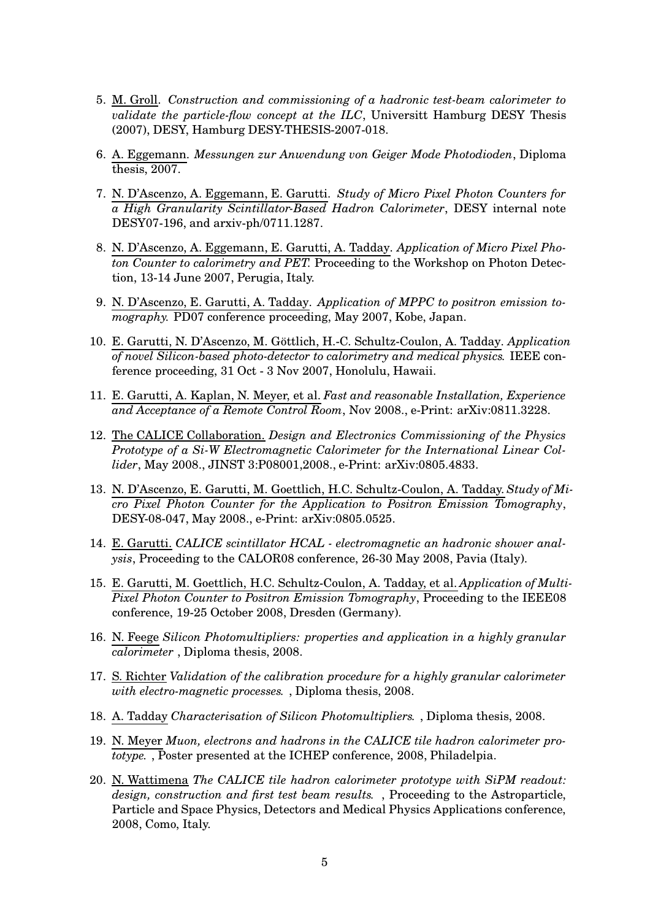5. M. Groll. *Construction and commissioning of a hadronic test-beam calorimeter to validate the particle-flow concept at the ILC*, Universitt Hamburg DESY Thesis (2007), DESY, Hamburg DESY-THESIS-2007-018.

6. A. Eggemann. *Messungen zur Anwendung von Geiger Mode Photodioden*, Diploma thesis, 2007.

7. N. D'Ascenzo, A. Eggemann, E. Garutti. *Study of Micro Pixel Photon Counters for a High Granularity Scintillator-Based Hadron Calorimeter*, DESY internal note DESY07-196, and arxiv-ph/0711.1287.

8. N. D'Ascenzo, A. Eggemann, E. Garutti, A. Tadday. *Application of Micro Pixel Photon Counter to calorimetry and PET.* Proceeding to the Workshop on Photon Detection, 13-14 June 2007, Perugia, Italy.

9. N. D'Ascenzo, E. Garutti, A. Tadday. *Application of MPPC to positron emission tomography.* PD07 conference proceeding, May 2007, Kobe, Japan.

10. E. Garutti, N. D'Ascenzo, M. Göttlich, H.-C. Schultz-Coulon, A. Tadday. *Application of novel Silicon-based photo-detector to calorimetry and medical physics.* IEEE conference proceeding, 31 Oct - 3 Nov 2007, Honolulu, Hawaii.

11. E. Garutti, A. Kaplan, N. Meyer, et al. *Fast and reasonable Installation, Experience and Acceptance of a Remote Control Room*, Nov 2008., e-Print: arXiv:0811.3228.

12. The CALICE Collaboration. *Design and Electronics Commissioning of the Physics Prototype of a Si-W Electromagnetic Calorimeter for the International Linear Collider*, May 2008., JINST 3:P08001,2008., e-Print: arXiv:0805.4833.

13. N. D'Ascenzo, E. Garutti, M. Goettlich, H.C. Schultz-Coulon, A. Tadday. *Study of Micro Pixel Photon Counter for the Application to Positron Emission Tomography*, DESY-08-047, May 2008., e-Print: arXiv:0805.0525.

14. E. Garutti. *CALICE scintillator HCAL - electromagnetic an hadronic shower analysis*, Proceeding to the CALOR08 conference, 26-30 May 2008, Pavia (Italy).

15. E. Garutti, M. Goettlich, H.C. Schultz-Coulon, A. Tadday, et al. *Application of Multi-Pixel Photon Counter to Positron Emission Tomography*, Proceeding to the IEEE08 conference, 19-25 October 2008, Dresden (Germany).

16. N. Feege *Silicon Photomultipliers: properties and application in a highly granular calorimeter* , Diploma thesis, 2008.

17. S. Richter *Validation of the calibration procedure for a highly granular calorimeter with electro-magnetic processes.* , Diploma thesis, 2008.

18. A. Tadday *Characterisation of Silicon Photomultipliers.* , Diploma thesis, 2008.

19. N. Meyer *Muon, electrons and hadrons in the CALICE tile hadron calorimeter prototype.* , Poster presented at the ICHEP conference, 2008, Philadelpia.

20. N. Wattimena *The CALICE tile hadron calorimeter prototype with SiPM readout: design, construction and first test beam results.* , Proceeding to the Astroparticle, Particle and Space Physics, Detectors and Medical Physics Applications conference, 2008, Como, Italy.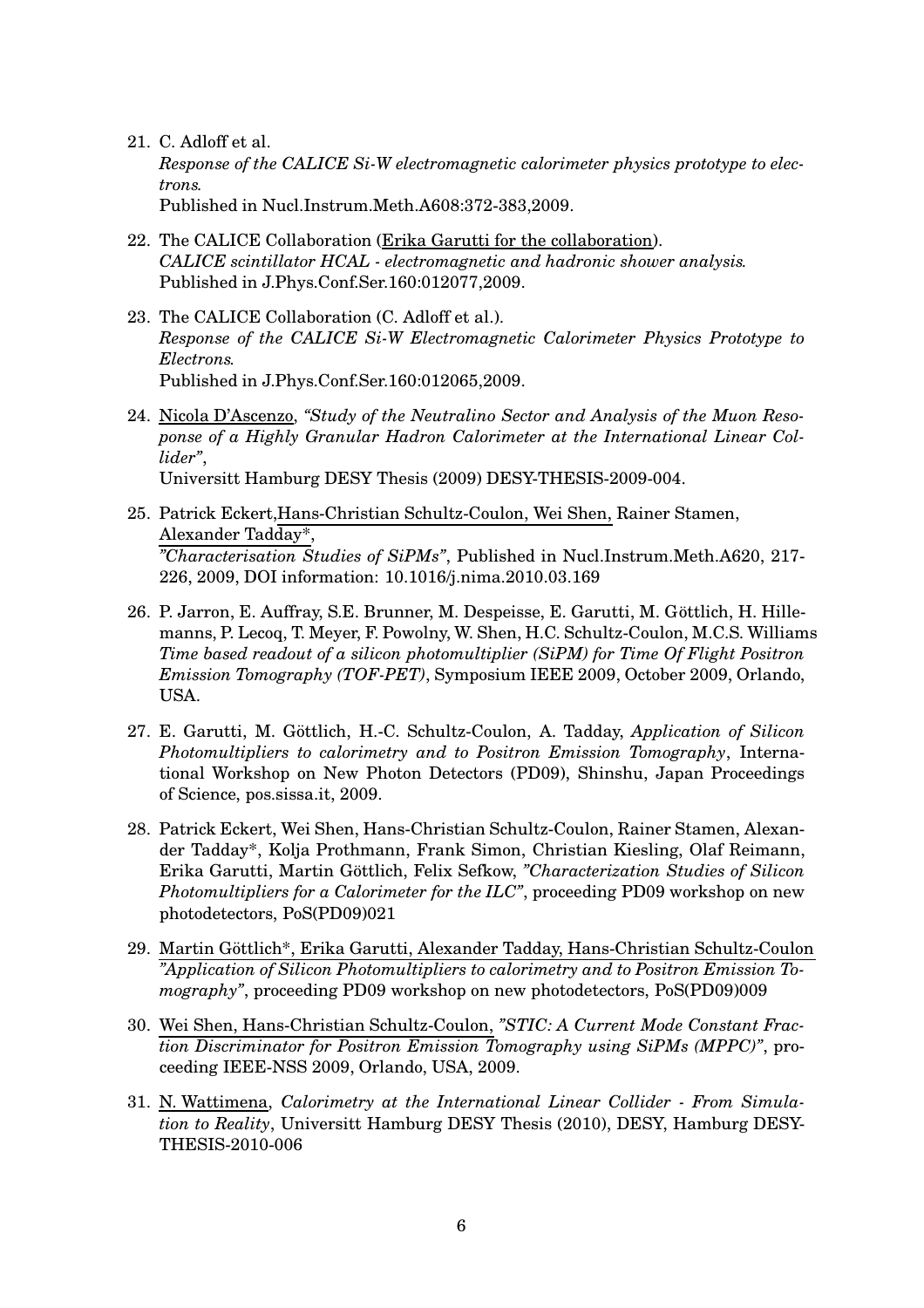21. C. Adloff et al.
*Response of the CALICE Si-W electromagnetic calorimeter physics prototype to electrons.*
Published in Nucl.Instrum.Meth.A608:372-383,2009.

22. The CALICE Collaboration (<u>Erika Garutti for the collaboration</u>).
*CALICE scintillator HCAL - electromagnetic and hadronic shower analysis.*
Published in J.Phys.Conf.Ser.160:012077,2009.

23. The CALICE Collaboration (C. Adloff et al.).
*Response of the CALICE Si-W Electromagnetic Calorimeter Physics Prototype to Electrons.*
Published in J.Phys.Conf.Ser.160:012065,2009.

24. <u>Nicola D'Ascenzo</u>, *"Study of the Neutralino Sector and Analysis of the Muon Resoponse of a Highly Granular Hadron Calorimeter at the International Linear Collider"*,
Universitt Hamburg DESY Thesis (2009) DESY-THESIS-2009-004.

25. Patrick Eckert,<u>Hans-Christian Schultz-Coulon, Wei Shen,</u> Rainer Stamen, <u>Alexander Tadday*</u>,
*"Characterisation Studies of SiPMs"*, Published in Nucl.Instrum.Meth.A620, 217-226, 2009, DOI information: 10.1016/j.nima.2010.03.169

26. P. Jarron, E. Auffray, S.E. Brunner, M. Despeisse, E. Garutti, M. Göttlich, H. Hillemanns, P. Lecoq, T. Meyer, F. Powolny, W. Shen, H.C. Schultz-Coulon, M.C.S. Williams
*Time based readout of a silicon photomultiplier (SiPM) for Time Of Flight Positron Emission Tomography (TOF-PET)*, Symposium IEEE 2009, October 2009, Orlando, USA.

27. E. Garutti, M. Göttlich, H.-C. Schultz-Coulon, A. Tadday, *Application of Silicon Photomultipliers to calorimetry and to Positron Emission Tomography*, International Workshop on New Photon Detectors (PD09), Shinshu, Japan Proceedings of Science, pos.sissa.it, 2009.

28. Patrick Eckert, Wei Shen, Hans-Christian Schultz-Coulon, Rainer Stamen, Alexander Tadday*, Kolja Prothmann, Frank Simon, Christian Kiesling, Olaf Reimann, Erika Garutti, Martin Göttlich, Felix Sefkow, *"Characterization Studies of Silicon Photomultipliers for a Calorimeter for the ILC"*, proceeding PD09 workshop on new photodetectors, PoS(PD09)021

29. <u>Martin Göttlich*, Erika Garutti, Alexander Tadday, Hans-Christian Schultz-Coulon</u>
*"Application of Silicon Photomultipliers to calorimetry and to Positron Emission Tomography"*, proceeding PD09 workshop on new photodetectors, PoS(PD09)009

30. <u>Wei Shen, Hans-Christian Schultz-Coulon,</u> *"STIC: A Current Mode Constant Fraction Discriminator for Positron Emission Tomography using SiPMs (MPPC)"*, proceeding IEEE-NSS 2009, Orlando, USA, 2009.

31. <u>N. Wattimena</u>, *Calorimetry at the International Linear Collider - From Simulation to Reality*, Universitt Hamburg DESY Thesis (2010), DESY, Hamburg DESY-THESIS-2010-006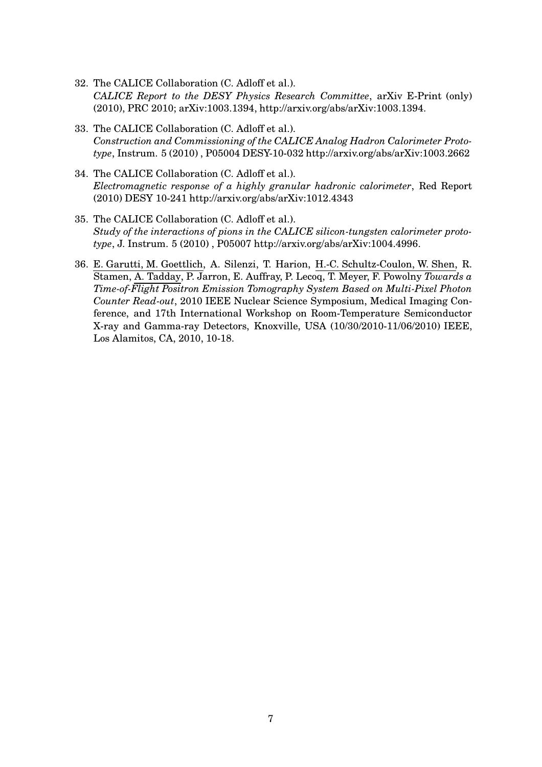32. The CALICE Collaboration (C. Adloff et al.).
*CALICE Report to the DESY Physics Research Committee*, arXiv E-Print (only) (2010), PRC 2010; arXiv:1003.1394, http://arxiv.org/abs/arXiv:1003.1394.

33. The CALICE Collaboration (C. Adloff et al.).
*Construction and Commissioning of the CALICE Analog Hadron Calorimeter Prototype*, Instrum. 5 (2010) , P05004 DESY-10-032 http://arxiv.org/abs/arXiv:1003.2662

34. The CALICE Collaboration (C. Adloff et al.).
*Electromagnetic response of a highly granular hadronic calorimeter*, Red Report (2010) DESY 10-241 http://arxiv.org/abs/arXiv:1012.4343

35. The CALICE Collaboration (C. Adloff et al.).
*Study of the interactions of pions in the CALICE silicon-tungsten calorimeter prototype*, J. Instrum. 5 (2010) , P05007 http://arxiv.org/abs/arXiv:1004.4996.

36. E. Garutti, M. Goettlich, A. Silenzi, T. Harion, H.-C. Schultz-Coulon, W. Shen, R. Stamen, A. Tadday, P. Jarron, E. Auffray, P. Lecoq, T. Meyer, F. Powolny *Towards a Time-of-Flight Positron Emission Tomography System Based on Multi-Pixel Photon Counter Read-out*, 2010 IEEE Nuclear Science Symposium, Medical Imaging Conference, and 17th International Workshop on Room-Temperature Semiconductor X-ray and Gamma-ray Detectors, Knoxville, USA (10/30/2010-11/06/2010) IEEE, Los Alamitos, CA, 2010, 10-18.